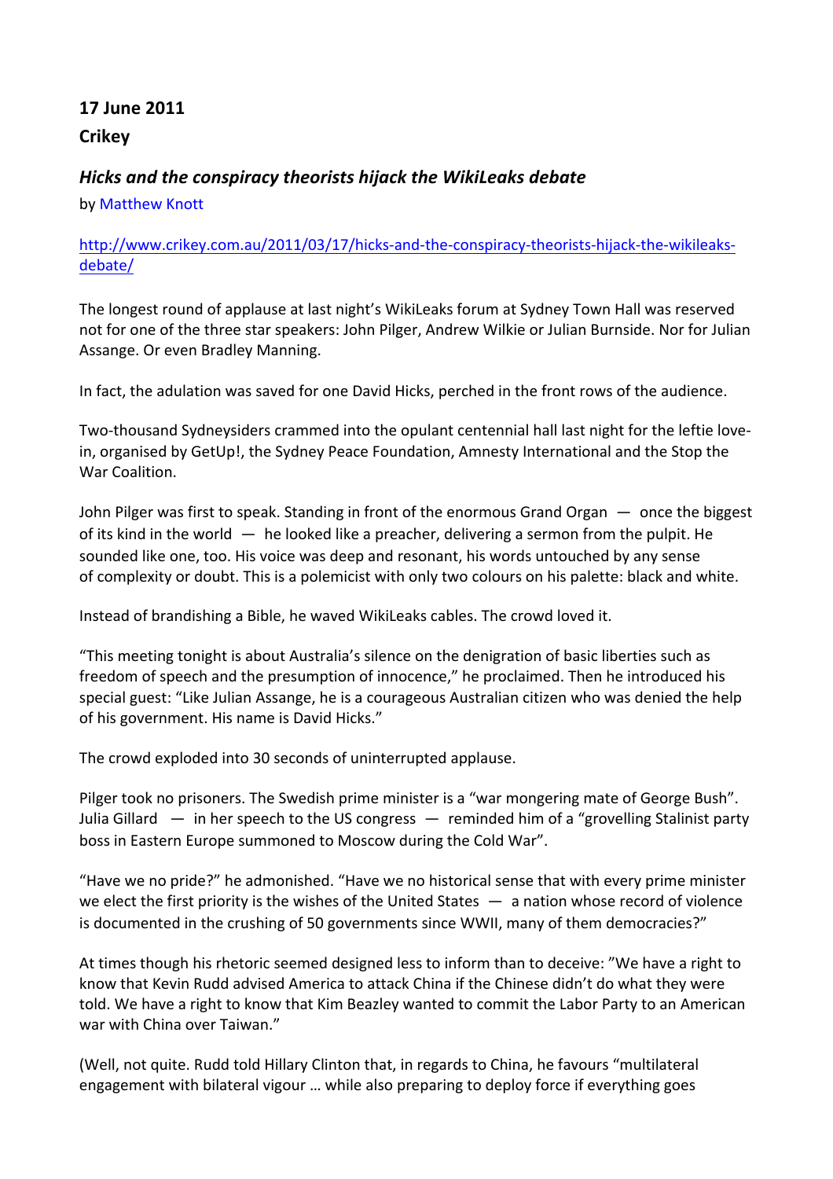**17 June 2011**

**Crikey**

### *Hicks and the conspiracy theorists hijack the WikiLeaks debate*

by Matthew Knott

http://www.crikey.com.au/2011/03/17/hicks-and-the-conspiracy-theorists-hijack-the-wikileaks-debate/

The longest round of applause at last night's WikiLeaks forum at Sydney Town Hall was reserved not for one of the three star speakers: John Pilger, Andrew Wilkie or Julian Burnside. Nor for Julian Assange. Or even Bradley Manning.

In fact, the adulation was saved for one David Hicks, perched in the front rows of the audience.

Two-thousand Sydneysiders crammed into the opulant centennial hall last night for the leftie love-in, organised by GetUp!, the Sydney Peace Foundation, Amnesty International and the Stop the War Coalition.

John Pilger was first to speak. Standing in front of the enormous Grand Organ — once the biggest of its kind in the world — he looked like a preacher, delivering a sermon from the pulpit. He sounded like one, too. His voice was deep and resonant, his words untouched by any sense of complexity or doubt. This is a polemicist with only two colours on his palette: black and white.

Instead of brandishing a Bible, he waved WikiLeaks cables. The crowd loved it.

"This meeting tonight is about Australia's silence on the denigration of basic liberties such as freedom of speech and the presumption of innocence," he proclaimed. Then he introduced his special guest: "Like Julian Assange, he is a courageous Australian citizen who was denied the help of his government. His name is David Hicks."

The crowd exploded into 30 seconds of uninterrupted applause.

Pilger took no prisoners. The Swedish prime minister is a "war mongering mate of George Bush". Julia Gillard — in her speech to the US congress — reminded him of a "grovelling Stalinist party boss in Eastern Europe summoned to Moscow during the Cold War".

"Have we no pride?" he admonished. "Have we no historical sense that with every prime minister we elect the first priority is the wishes of the United States — a nation whose record of violence is documented in the crushing of 50 governments since WWII, many of them democracies?"

At times though his rhetoric seemed designed less to inform than to deceive: "We have a right to know that Kevin Rudd advised America to attack China if the Chinese didn't do what they were told. We have a right to know that Kim Beazley wanted to commit the Labor Party to an American war with China over Taiwan."

(Well, not quite. Rudd told Hillary Clinton that, in regards to China, he favours "multilateral engagement with bilateral vigour … while also preparing to deploy force if everything goes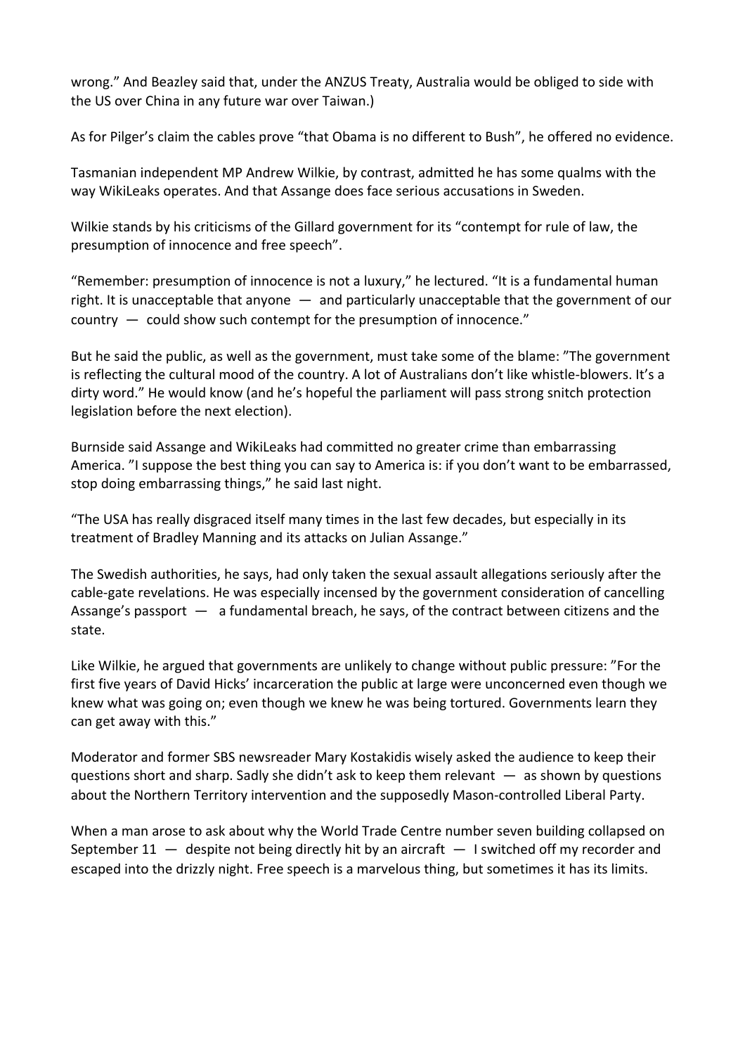wrong." And Beazley said that, under the ANZUS Treaty, Australia would be obliged to side with the US over China in any future war over Taiwan.)

As for Pilger's claim the cables prove "that Obama is no different to Bush", he offered no evidence.

Tasmanian independent MP Andrew Wilkie, by contrast, admitted he has some qualms with the way WikiLeaks operates. And that Assange does face serious accusations in Sweden.

Wilkie stands by his criticisms of the Gillard government for its "contempt for rule of law, the presumption of innocence and free speech".

"Remember: presumption of innocence is not a luxury," he lectured. "It is a fundamental human right. It is unacceptable that anyone — and particularly unacceptable that the government of our country — could show such contempt for the presumption of innocence."

But he said the public, as well as the government, must take some of the blame: "The government is reflecting the cultural mood of the country. A lot of Australians don't like whistle-blowers. It's a dirty word." He would know (and he's hopeful the parliament will pass strong snitch protection legislation before the next election).

Burnside said Assange and WikiLeaks had committed no greater crime than embarrassing America. "I suppose the best thing you can say to America is: if you don't want to be embarrassed, stop doing embarrassing things," he said last night.

"The USA has really disgraced itself many times in the last few decades, but especially in its treatment of Bradley Manning and its attacks on Julian Assange."

The Swedish authorities, he says, had only taken the sexual assault allegations seriously after the cable-gate revelations. He was especially incensed by the government consideration of cancelling Assange's passport — a fundamental breach, he says, of the contract between citizens and the state.

Like Wilkie, he argued that governments are unlikely to change without public pressure: "For the first five years of David Hicks' incarceration the public at large were unconcerned even though we knew what was going on; even though we knew he was being tortured. Governments learn they can get away with this."

Moderator and former SBS newsreader Mary Kostakidis wisely asked the audience to keep their questions short and sharp. Sadly she didn't ask to keep them relevant — as shown by questions about the Northern Territory intervention and the supposedly Mason-controlled Liberal Party.

When a man arose to ask about why the World Trade Centre number seven building collapsed on September 11 — despite not being directly hit by an aircraft — I switched off my recorder and escaped into the drizzly night. Free speech is a marvelous thing, but sometimes it has its limits.